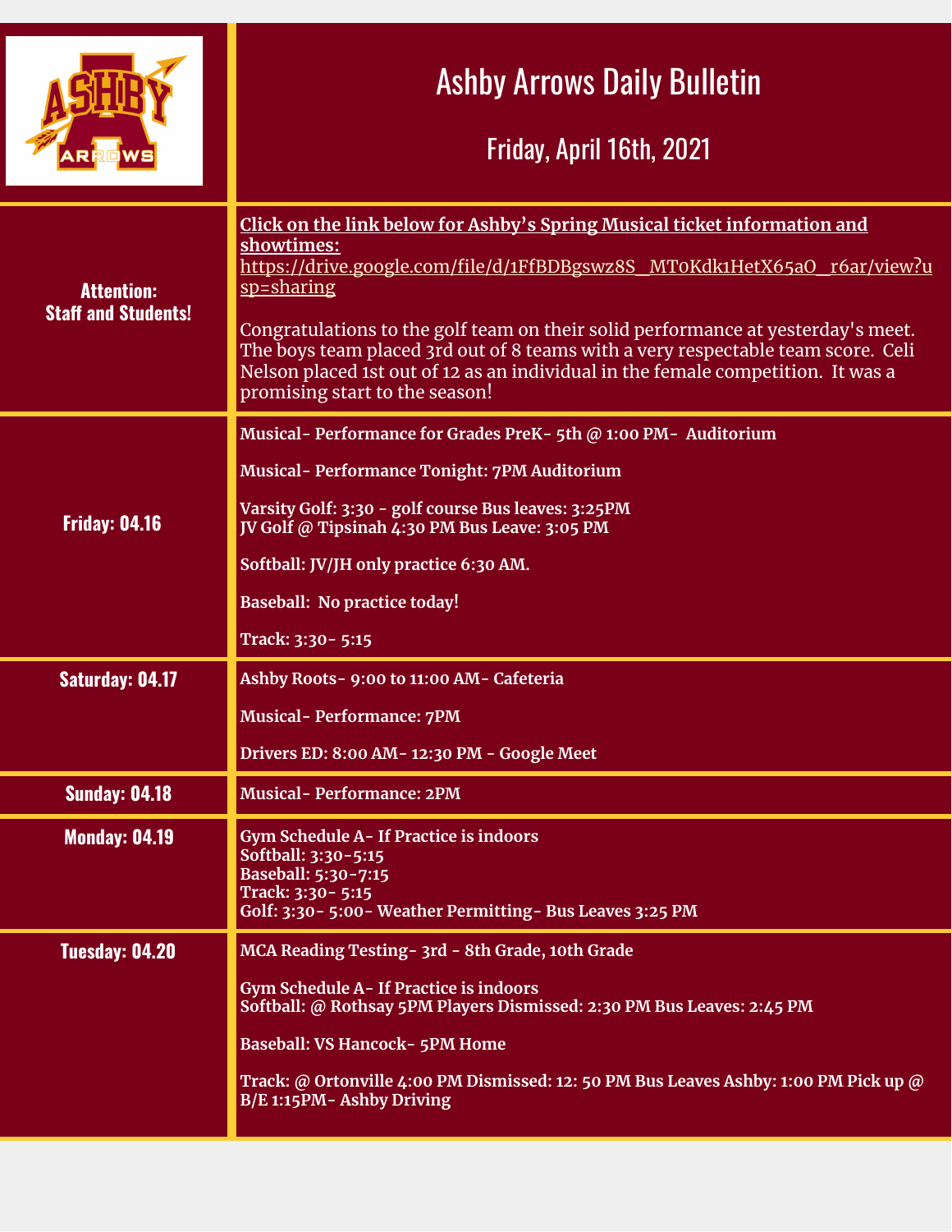# Ashby Arrows Daily Bulletin

## Friday, April 16th, 2021

| | |
|---|---|
| **Attention: Staff and Students!** | **Click on the link below for Ashby's Spring Musical ticket information and showtimes:** https://drive.google.com/file/d/1FfBDBgswz8S_MT0Kdk1HetX65aO_r6ar/view?usp=sharing<br><br>Congratulations to the golf team on their solid performance at yesterday's meet. The boys team placed 3rd out of 8 teams with a very respectable team score. Celi Nelson placed 1st out of 12 as an individual in the female competition. It was a promising start to the season! |
| **Friday: 04.16** | **Musical- Performance for Grades PreK- 5th @ 1:00 PM- Auditorium**<br><br>**Musical- Performance Tonight: 7PM Auditorium**<br><br>**Varsity Golf: 3:30 - golf course Bus leaves: 3:25PM**<br>**JV Golf @ Tipsinah 4:30 PM Bus Leave: 3:05 PM**<br><br>**Softball: JV/JH only practice 6:30 AM.**<br><br>**Baseball: No practice today!**<br><br>**Track: 3:30- 5:15** |
| **Saturday: 04.17** | **Ashby Roots- 9:00 to 11:00 AM- Cafeteria**<br><br>**Musical- Performance: 7PM**<br><br>**Drivers ED: 8:00 AM- 12:30 PM - Google Meet** |
| **Sunday: 04.18** | **Musical- Performance: 2PM** |
| **Monday: 04.19** | **Gym Schedule A- If Practice is indoors**<br>**Softball: 3:30-5:15**<br>**Baseball: 5:30-7:15**<br>**Track: 3:30- 5:15**<br>**Golf: 3:30- 5:00- Weather Permitting- Bus Leaves 3:25 PM** |
| **Tuesday: 04.20** | **MCA Reading Testing- 3rd - 8th Grade, 10th Grade**<br><br>**Gym Schedule A- If Practice is indoors**<br>**Softball: @ Rothsay 5PM Players Dismissed: 2:30 PM Bus Leaves: 2:45 PM**<br><br>**Baseball: VS Hancock- 5PM Home**<br><br>**Track: @ Ortonville 4:00 PM Dismissed: 12: 50 PM Bus Leaves Ashby: 1:00 PM Pick up @ B/E 1:15PM- Ashby Driving** |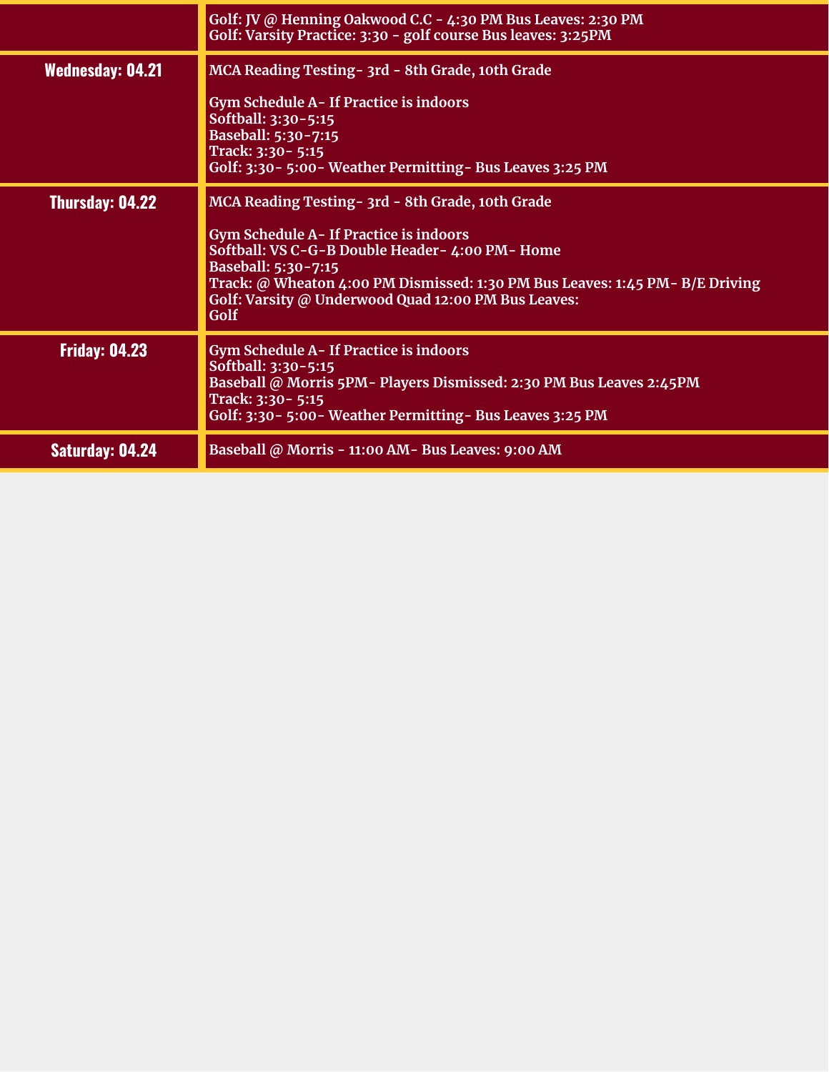| | |
|---|---|
| | Golf: JV @ Henning Oakwood C.C - 4:30 PM Bus Leaves: 2:30 PM<br>Golf: Varsity Practice: 3:30 - golf course Bus leaves: 3:25PM |
| **Wednesday: 04.21** | MCA Reading Testing- 3rd - 8th Grade, 10th Grade<br><br>Gym Schedule A- If Practice is indoors<br>Softball: 3:30-5:15<br>Baseball: 5:30-7:15<br>Track: 3:30- 5:15<br>Golf: 3:30- 5:00- Weather Permitting- Bus Leaves 3:25 PM |
| **Thursday: 04.22** | MCA Reading Testing- 3rd - 8th Grade, 10th Grade<br><br>Gym Schedule A- If Practice is indoors<br>Softball: VS C-G-B Double Header- 4:00 PM- Home<br>Baseball: 5:30-7:15<br>Track: @ Wheaton 4:00 PM Dismissed: 1:30 PM Bus Leaves: 1:45 PM- B/E Driving<br>Golf: Varsity @ Underwood Quad 12:00 PM Bus Leaves:<br>Golf |
| **Friday: 04.23** | Gym Schedule A- If Practice is indoors<br>Softball: 3:30-5:15<br>Baseball @ Morris 5PM- Players Dismissed: 2:30 PM Bus Leaves 2:45PM<br>Track: 3:30- 5:15<br>Golf: 3:30- 5:00- Weather Permitting- Bus Leaves 3:25 PM |
| **Saturday: 04.24** | Baseball @ Morris - 11:00 AM- Bus Leaves: 9:00 AM |